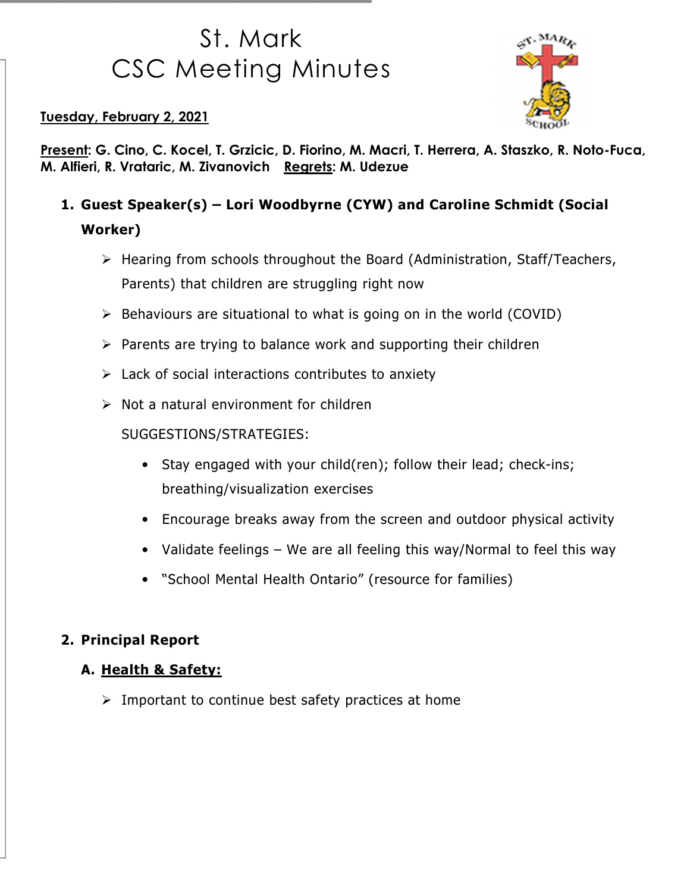# St. Mark
# CSC Meeting Minutes

**Tuesday, February 2, 2021**

**Present: G. Cino, C. Kocel, T. Grzicic, D. Fiorino, M. Macri, T. Herrera, A. Staszko, R. Noto-Fuca, M. Alfieri, R. Vrataric, M. Zivanovich   Regrets: M. Udezue**

1. **Guest Speaker(s) – Lori Woodbyrne (CYW) and Caroline Schmidt (Social Worker)**

   - Hearing from schools throughout the Board (Administration, Staff/Teachers, Parents) that children are struggling right now
   - Behaviours are situational to what is going on in the world (COVID)
   - Parents are trying to balance work and supporting their children
   - Lack of social interactions contributes to anxiety
   - Not a natural environment for children

   SUGGESTIONS/STRATEGIES:

     - Stay engaged with your child(ren); follow their lead; check-ins; breathing/visualization exercises
     - Encourage breaks away from the screen and outdoor physical activity
     - Validate feelings – We are all feeling this way/Normal to feel this way
     - "School Mental Health Ontario" (resource for families)

2. **Principal Report**

   **A. Health & Safety:**

   - Important to continue best safety practices at home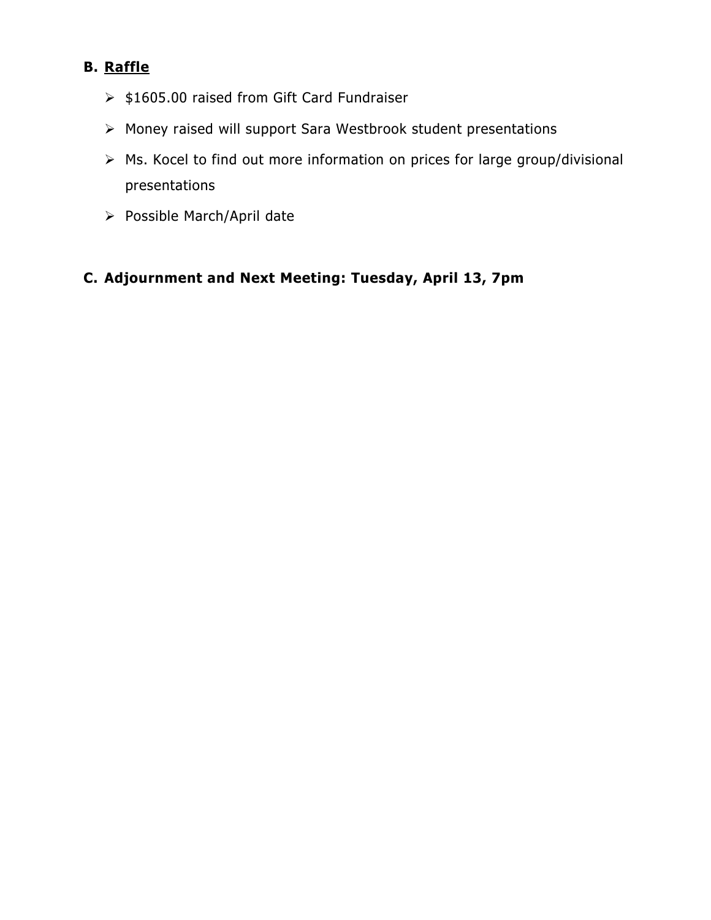**B. <u>Raffle</u>**

- $1605.00 raised from Gift Card Fundraiser
- Money raised will support Sara Westbrook student presentations
- Ms. Kocel to find out more information on prices for large group/divisional presentations
- Possible March/April date

**C. Adjournment and Next Meeting: Tuesday, April 13, 7pm**